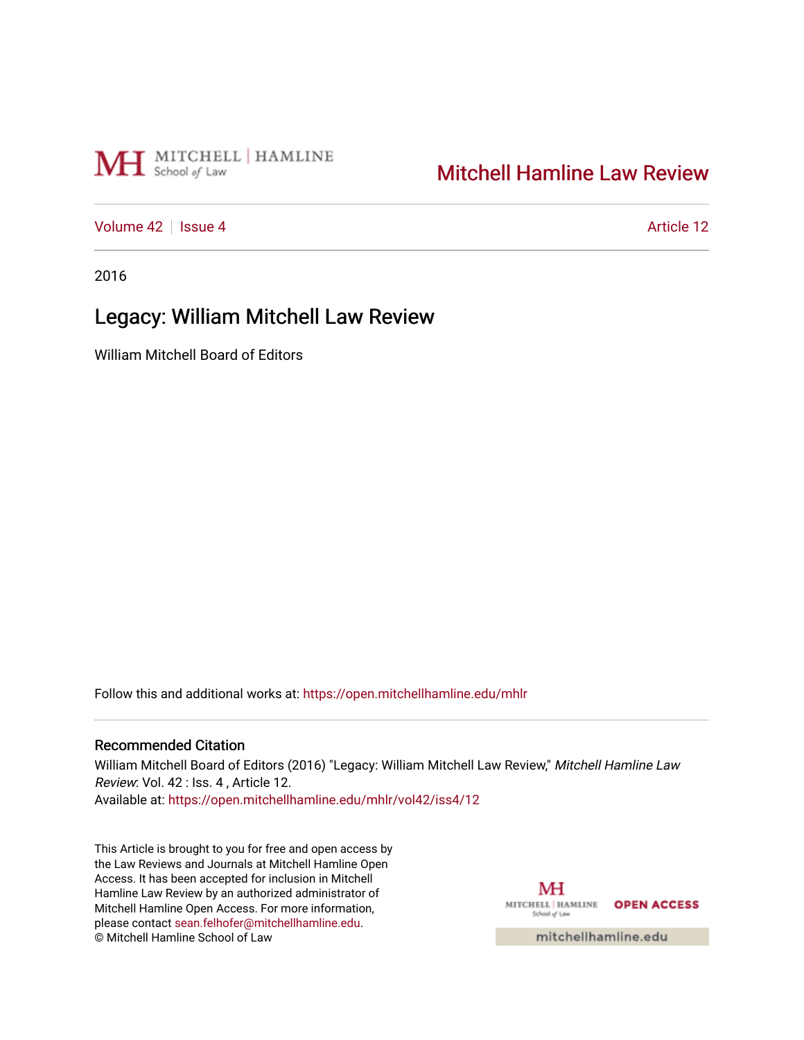MITCHELL | HAMLINE School of Law

# Mitchell Hamline Law Review

Volume 42 | Issue 4 — Article 12

2016

## Legacy: William Mitchell Law Review

William Mitchell Board of Editors

Follow this and additional works at: https://open.mitchellhamline.edu/mhlr

### Recommended Citation

William Mitchell Board of Editors (2016) "Legacy: William Mitchell Law Review," *Mitchell Hamline Law Review*: Vol. 42 : Iss. 4 , Article 12.
Available at: https://open.mitchellhamline.edu/mhlr/vol42/iss4/12

This Article is brought to you for free and open access by the Law Reviews and Journals at Mitchell Hamline Open Access. It has been accepted for inclusion in Mitchell Hamline Law Review by an authorized administrator of Mitchell Hamline Open Access. For more information, please contact sean.felhofer@mitchellhamline.edu.
© Mitchell Hamline School of Law

MITCHELL | HAMLINE School of Law OPEN ACCESS

mitchellhamline.edu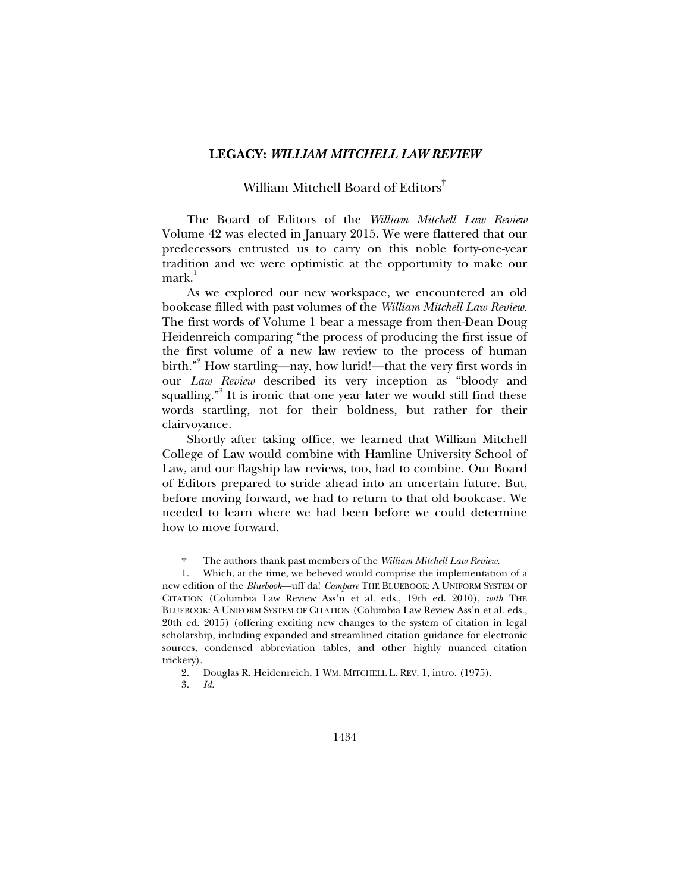# LEGACY: *WILLIAM MITCHELL LAW REVIEW*

William Mitchell Board of Editors[†]

The Board of Editors of the *William Mitchell Law Review* Volume 42 was elected in January 2015. We were flattered that our predecessors entrusted us to carry on this noble forty-one-year tradition and we were optimistic at the opportunity to make our mark.[1]

As we explored our new workspace, we encountered an old bookcase filled with past volumes of the *William Mitchell Law Review*. The first words of Volume 1 bear a message from then-Dean Doug Heidenreich comparing "the process of producing the first issue of the first volume of a new law review to the process of human birth."[2] How startling—nay, how lurid!—that the very first words in our *Law Review* described its very inception as "bloody and squalling."[3] It is ironic that one year later we would still find these words startling, not for their boldness, but rather for their clairvoyance.

Shortly after taking office, we learned that William Mitchell College of Law would combine with Hamline University School of Law, and our flagship law reviews, too, had to combine. Our Board of Editors prepared to stride ahead into an uncertain future. But, before moving forward, we had to return to that old bookcase. We needed to learn where we had been before we could determine how to move forward.

---

† The authors thank past members of the *William Mitchell Law Review*.

1. Which, at the time, we believed would comprise the implementation of a new edition of the *Bluebook*—uff da! *Compare* THE BLUEBOOK: A UNIFORM SYSTEM OF CITATION (Columbia Law Review Ass'n et al. eds., 19th ed. 2010), *with* THE BLUEBOOK: A UNIFORM SYSTEM OF CITATION (Columbia Law Review Ass'n et al. eds., 20th ed. 2015) (offering exciting new changes to the system of citation in legal scholarship, including expanded and streamlined citation guidance for electronic sources, condensed abbreviation tables, and other highly nuanced citation trickery).

2. Douglas R. Heidenreich, 1 WM. MITCHELL L. REV. 1, intro. (1975).

3. *Id.*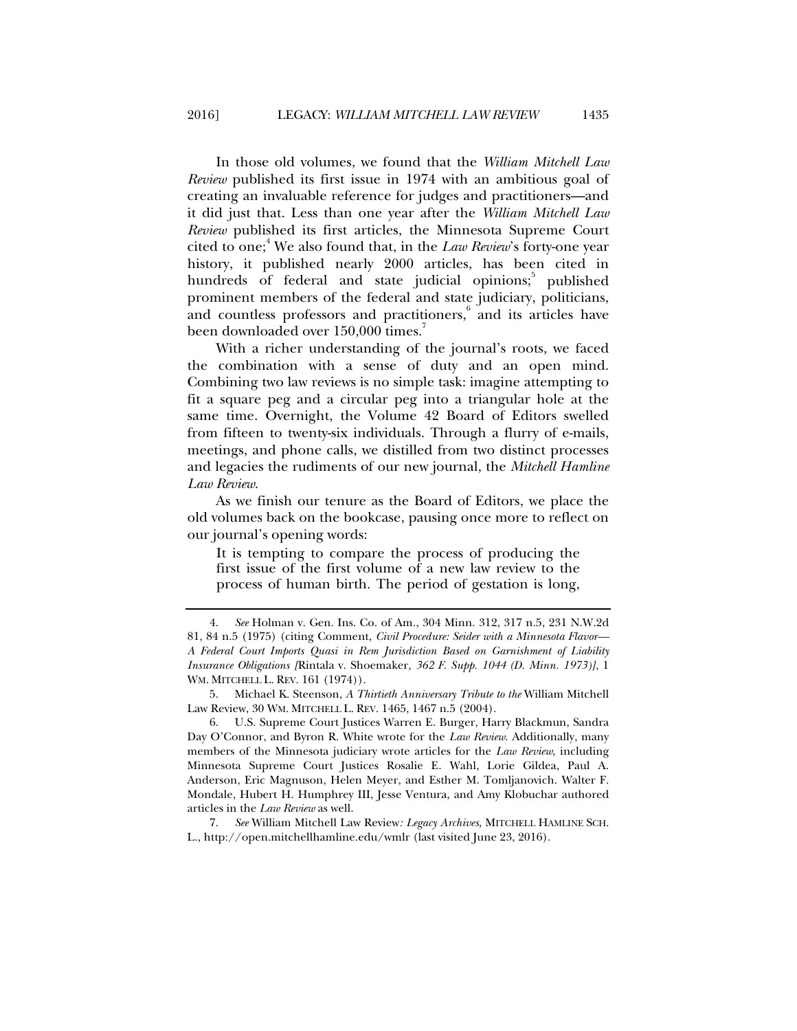In those old volumes, we found that the *William Mitchell Law Review* published its first issue in 1974 with an ambitious goal of creating an invaluable reference for judges and practitioners—and it did just that. Less than one year after the *William Mitchell Law Review* published its first articles, the Minnesota Supreme Court cited to one;[4] We also found that, in the *Law Review*'s forty-one year history, it published nearly 2000 articles, has been cited in hundreds of federal and state judicial opinions;[5] published prominent members of the federal and state judiciary, politicians, and countless professors and practitioners,[6] and its articles have been downloaded over 150,000 times.[7]

With a richer understanding of the journal's roots, we faced the combination with a sense of duty and an open mind. Combining two law reviews is no simple task: imagine attempting to fit a square peg and a circular peg into a triangular hole at the same time. Overnight, the Volume 42 Board of Editors swelled from fifteen to twenty-six individuals. Through a flurry of e-mails, meetings, and phone calls, we distilled from two distinct processes and legacies the rudiments of our new journal, the *Mitchell Hamline Law Review*.

As we finish our tenure as the Board of Editors, we place the old volumes back on the bookcase, pausing once more to reflect on our journal's opening words:

> It is tempting to compare the process of producing the first issue of the first volume of a new law review to the process of human birth. The period of gestation is long,

---

4. *See* Holman v. Gen. Ins. Co. of Am., 304 Minn. 312, 317 n.5, 231 N.W.2d 81, 84 n.5 (1975) (citing Comment, *Civil Procedure: Seider with a Minnesota Flavor—A Federal Court Imports Quasi in Rem Jurisdiction Based on Garnishment of Liability Insurance Obligations [*Rintala v. Shoemaker*, 362 F. Supp. 1044 (D. Minn. 1973)]*, 1 WM. MITCHELL L. REV. 161 (1974)).

5. Michael K. Steenson, *A Thirtieth Anniversary Tribute to the* William Mitchell Law Review, 30 WM. MITCHELL L. REV. 1465, 1467 n.5 (2004).

6. U.S. Supreme Court Justices Warren E. Burger, Harry Blackmun, Sandra Day O'Connor, and Byron R. White wrote for the *Law Review*. Additionally, many members of the Minnesota judiciary wrote articles for the *Law Review*, including Minnesota Supreme Court Justices Rosalie E. Wahl, Lorie Gildea, Paul A. Anderson, Eric Magnuson, Helen Meyer, and Esther M. Tomljanovich. Walter F. Mondale, Hubert H. Humphrey III, Jesse Ventura, and Amy Klobuchar authored articles in the *Law Review* as well.

7. *See* William Mitchell Law Review*: Legacy Archives*, MITCHELL HAMLINE SCH. L., http://open.mitchellhamline.edu/wmlr (last visited June 23, 2016).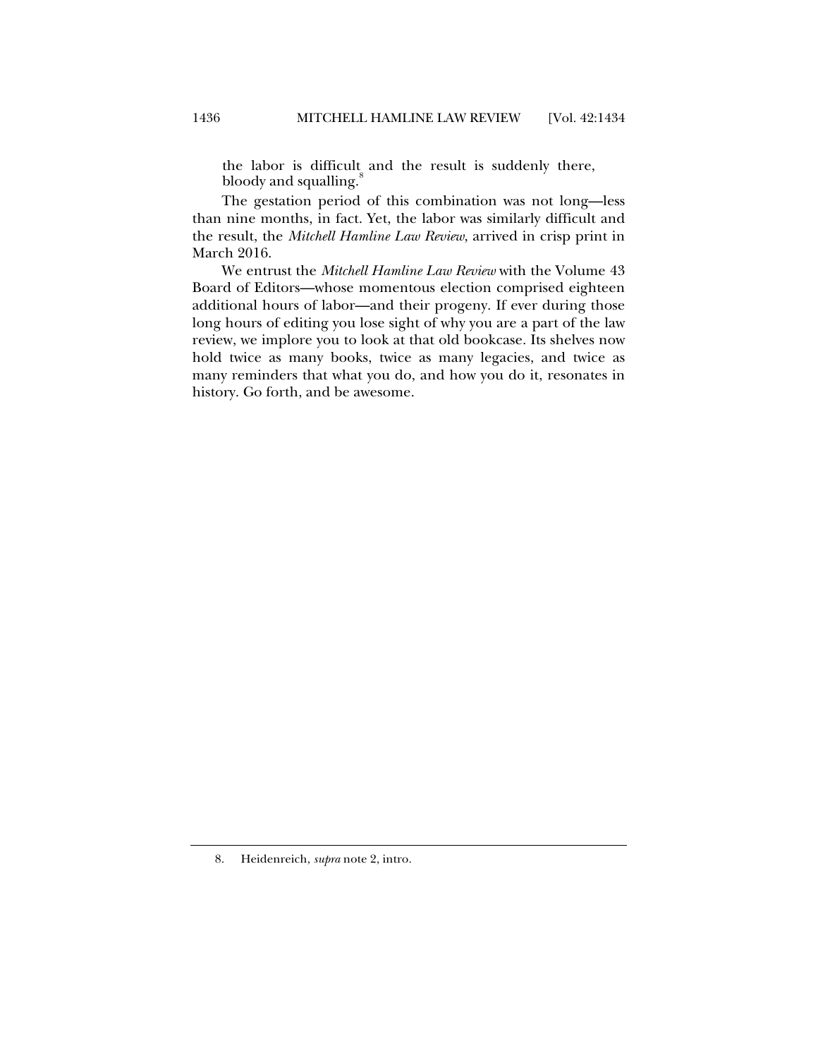the labor is difficult and the result is suddenly there, bloody and squalling.[8]

The gestation period of this combination was not long—less than nine months, in fact. Yet, the labor was similarly difficult and the result, the *Mitchell Hamline Law Review*, arrived in crisp print in March 2016.

We entrust the *Mitchell Hamline Law Review* with the Volume 43 Board of Editors—whose momentous election comprised eighteen additional hours of labor—and their progeny. If ever during those long hours of editing you lose sight of why you are a part of the law review, we implore you to look at that old bookcase. Its shelves now hold twice as many books, twice as many legacies, and twice as many reminders that what you do, and how you do it, resonates in history. Go forth, and be awesome.

---

8. Heidenreich, *supra* note 2, intro.